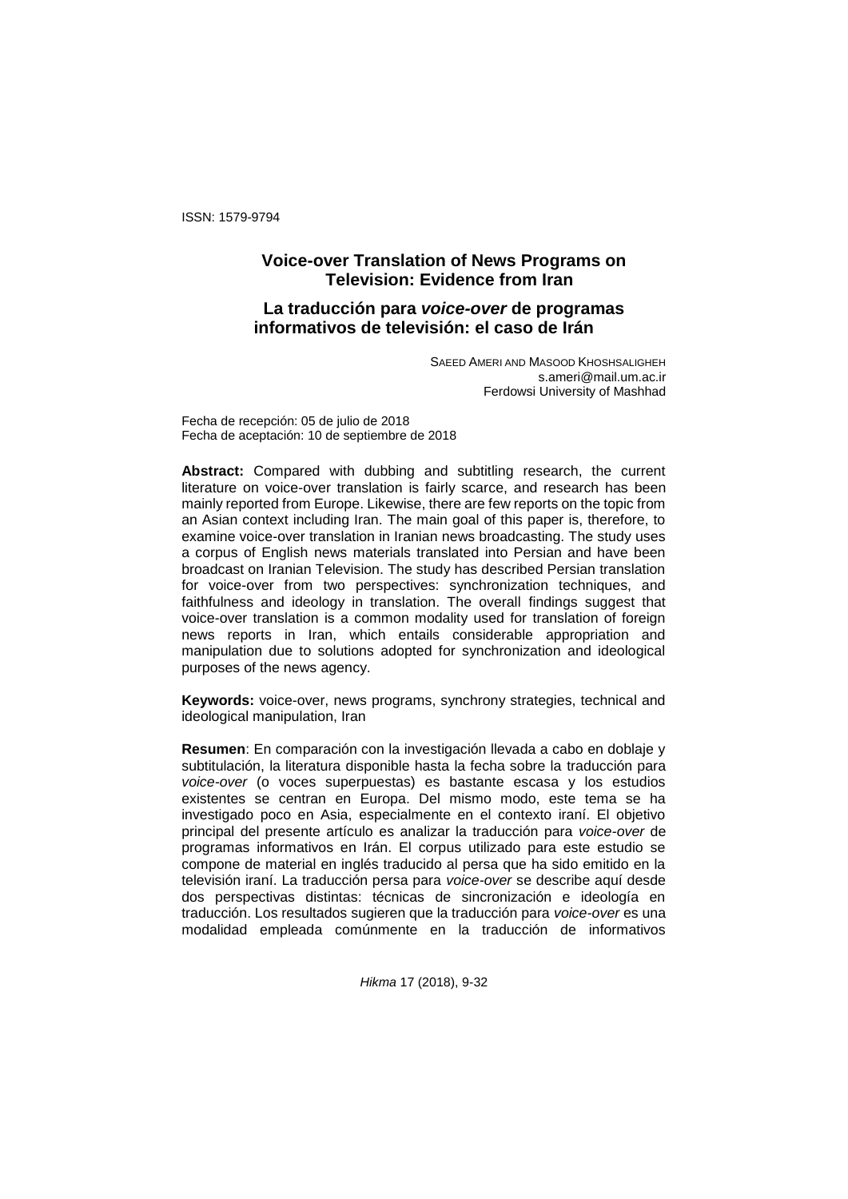ISSN: 1579-9794

# Voice-over Translation of News Programs on Television: Evidence from Iran

# La traducción para *voice-over* de programas informativos de televisión: el caso de Irán

SAEED AMERI AND MASOOD KHOSHSALIGHEH
s.ameri@mail.um.ac.ir
Ferdowsi University of Mashhad

Fecha de recepción: 05 de julio de 2018
Fecha de aceptación: 10 de septiembre de 2018

**Abstract:** Compared with dubbing and subtitling research, the current literature on voice-over translation is fairly scarce, and research has been mainly reported from Europe. Likewise, there are few reports on the topic from an Asian context including Iran. The main goal of this paper is, therefore, to examine voice-over translation in Iranian news broadcasting. The study uses a corpus of English news materials translated into Persian and have been broadcast on Iranian Television. The study has described Persian translation for voice-over from two perspectives: synchronization techniques, and faithfulness and ideology in translation. The overall findings suggest that voice-over translation is a common modality used for translation of foreign news reports in Iran, which entails considerable appropriation and manipulation due to solutions adopted for synchronization and ideological purposes of the news agency.

**Keywords:** voice-over, news programs, synchrony strategies, technical and ideological manipulation, Iran

**Resumen**: En comparación con la investigación llevada a cabo en doblaje y subtitulación, la literatura disponible hasta la fecha sobre la traducción para *voice-over* (o voces superpuestas) es bastante escasa y los estudios existentes se centran en Europa. Del mismo modo, este tema se ha investigado poco en Asia, especialmente en el contexto iraní. El objetivo principal del presente artículo es analizar la traducción para *voice-over* de programas informativos en Irán. El corpus utilizado para este estudio se compone de material en inglés traducido al persa que ha sido emitido en la televisión iraní. La traducción persa para *voice-over* se describe aquí desde dos perspectivas distintas: técnicas de sincronización e ideología en traducción. Los resultados sugieren que la traducción para *voice-over* es una modalidad empleada comúnmente en la traducción de informativos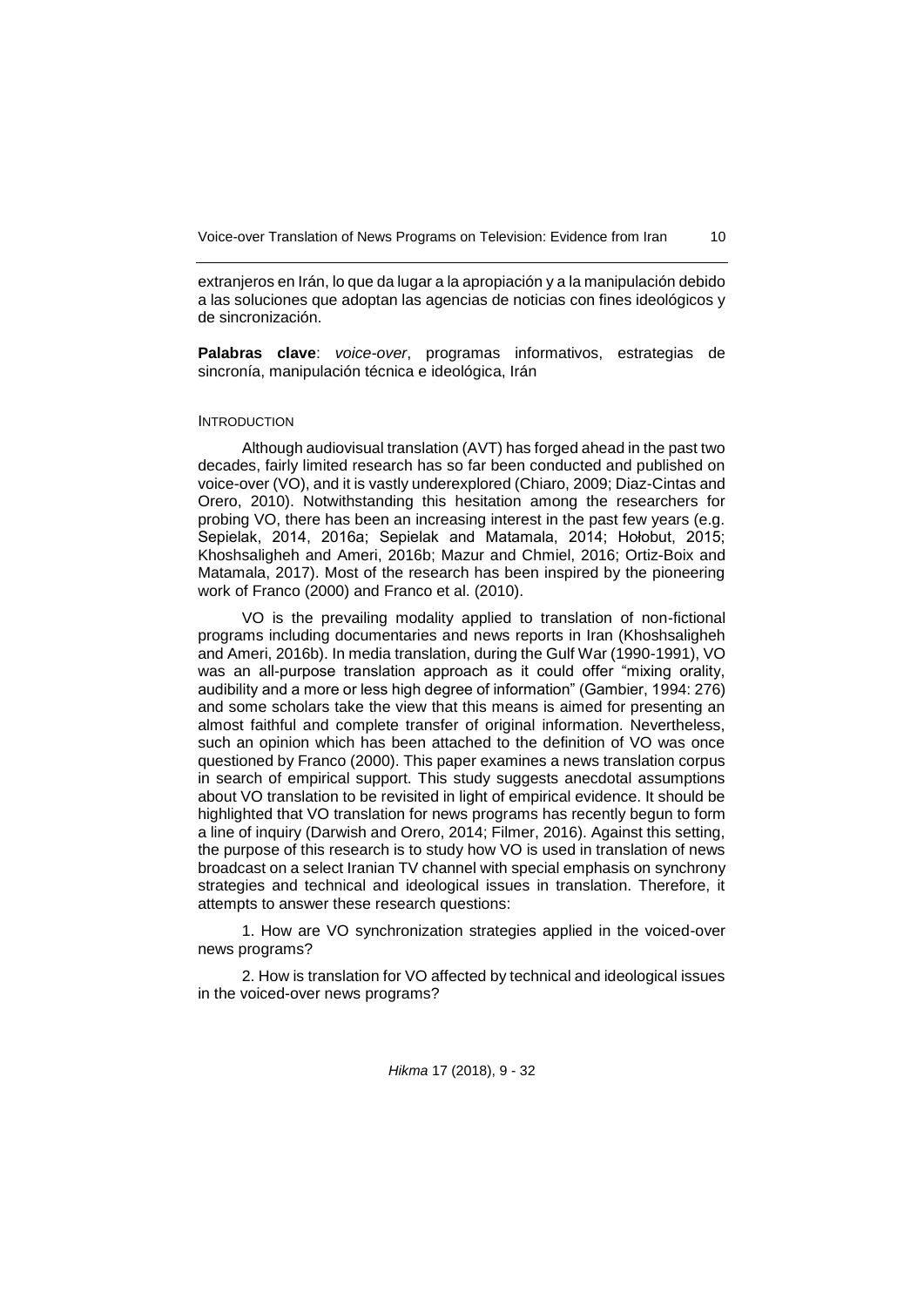extranjeros en Irán, lo que da lugar a la apropiación y a la manipulación debido a las soluciones que adoptan las agencias de noticias con fines ideológicos y de sincronización.

**Palabras clave**: *voice-over*, programas informativos, estrategias de sincronía, manipulación técnica e ideológica, Irán

## INTRODUCTION

Although audiovisual translation (AVT) has forged ahead in the past two decades, fairly limited research has so far been conducted and published on voice-over (VO), and it is vastly underexplored (Chiaro, 2009; Diaz-Cintas and Orero, 2010). Notwithstanding this hesitation among the researchers for probing VO, there has been an increasing interest in the past few years (e.g. Sepielak, 2014, 2016a; Sepielak and Matamala, 2014; Hołobut, 2015; Khoshsaligheh and Ameri, 2016b; Mazur and Chmiel, 2016; Ortiz-Boix and Matamala, 2017). Most of the research has been inspired by the pioneering work of Franco (2000) and Franco et al. (2010).

VO is the prevailing modality applied to translation of non-fictional programs including documentaries and news reports in Iran (Khoshsaligheh and Ameri, 2016b). In media translation, during the Gulf War (1990-1991), VO was an all-purpose translation approach as it could offer "mixing orality, audibility and a more or less high degree of information" (Gambier, 1994: 276) and some scholars take the view that this means is aimed for presenting an almost faithful and complete transfer of original information. Nevertheless, such an opinion which has been attached to the definition of VO was once questioned by Franco (2000). This paper examines a news translation corpus in search of empirical support. This study suggests anecdotal assumptions about VO translation to be revisited in light of empirical evidence. It should be highlighted that VO translation for news programs has recently begun to form a line of inquiry (Darwish and Orero, 2014; Filmer, 2016). Against this setting, the purpose of this research is to study how VO is used in translation of news broadcast on a select Iranian TV channel with special emphasis on synchrony strategies and technical and ideological issues in translation. Therefore, it attempts to answer these research questions:

1. How are VO synchronization strategies applied in the voiced-over news programs?

2. How is translation for VO affected by technical and ideological issues in the voiced-over news programs?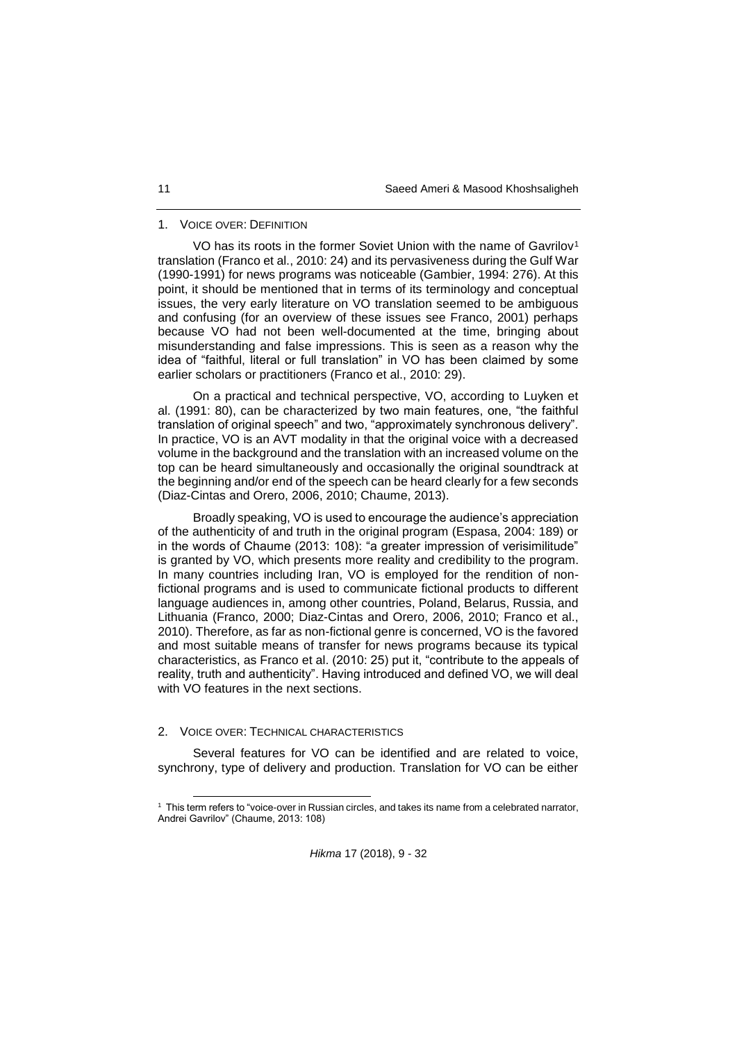## 1. Voice over: Definition

VO has its roots in the former Soviet Union with the name of Gavrilov[1] translation (Franco et al., 2010: 24) and its pervasiveness during the Gulf War (1990-1991) for news programs was noticeable (Gambier, 1994: 276). At this point, it should be mentioned that in terms of its terminology and conceptual issues, the very early literature on VO translation seemed to be ambiguous and confusing (for an overview of these issues see Franco, 2001) perhaps because VO had not been well-documented at the time, bringing about misunderstanding and false impressions. This is seen as a reason why the idea of "faithful, literal or full translation" in VO has been claimed by some earlier scholars or practitioners (Franco et al., 2010: 29).

On a practical and technical perspective, VO, according to Luyken et al. (1991: 80), can be characterized by two main features, one, "the faithful translation of original speech" and two, "approximately synchronous delivery". In practice, VO is an AVT modality in that the original voice with a decreased volume in the background and the translation with an increased volume on the top can be heard simultaneously and occasionally the original soundtrack at the beginning and/or end of the speech can be heard clearly for a few seconds (Diaz-Cintas and Orero, 2006, 2010; Chaume, 2013).

Broadly speaking, VO is used to encourage the audience's appreciation of the authenticity of and truth in the original program (Espasa, 2004: 189) or in the words of Chaume (2013: 108): "a greater impression of verisimilitude" is granted by VO, which presents more reality and credibility to the program. In many countries including Iran, VO is employed for the rendition of non-fictional programs and is used to communicate fictional products to different language audiences in, among other countries, Poland, Belarus, Russia, and Lithuania (Franco, 2000; Diaz-Cintas and Orero, 2006, 2010; Franco et al., 2010). Therefore, as far as non-fictional genre is concerned, VO is the favored and most suitable means of transfer for news programs because its typical characteristics, as Franco et al. (2010: 25) put it, "contribute to the appeals of reality, truth and authenticity". Having introduced and defined VO, we will deal with VO features in the next sections.

## 2. Voice over: Technical characteristics

Several features for VO can be identified and are related to voice, synchrony, type of delivery and production. Translation for VO can be either

---

[1] This term refers to "voice-over in Russian circles, and takes its name from a celebrated narrator, Andrei Gavrilov" (Chaume, 2013: 108)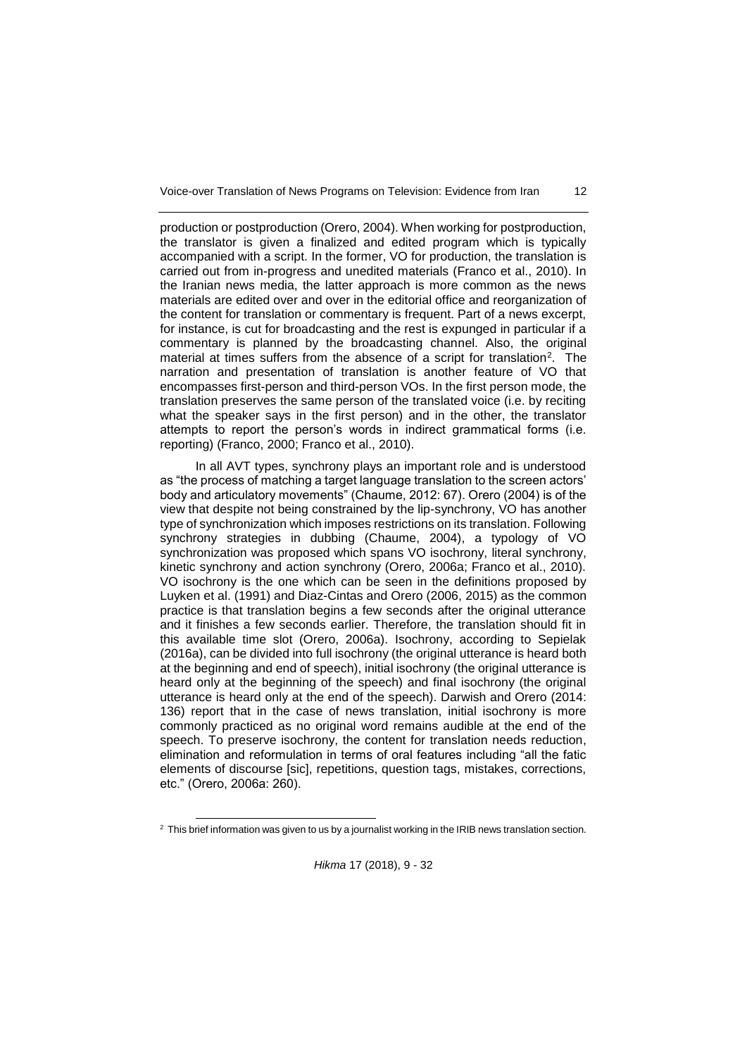production or postproduction (Orero, 2004). When working for postproduction, the translator is given a finalized and edited program which is typically accompanied with a script. In the former, VO for production, the translation is carried out from in-progress and unedited materials (Franco et al., 2010). In the Iranian news media, the latter approach is more common as the news materials are edited over and over in the editorial office and reorganization of the content for translation or commentary is frequent. Part of a news excerpt, for instance, is cut for broadcasting and the rest is expunged in particular if a commentary is planned by the broadcasting channel. Also, the original material at times suffers from the absence of a script for translation[2]. The narration and presentation of translation is another feature of VO that encompasses first-person and third-person VOs. In the first person mode, the translation preserves the same person of the translated voice (i.e. by reciting what the speaker says in the first person) and in the other, the translator attempts to report the person's words in indirect grammatical forms (i.e. reporting) (Franco, 2000; Franco et al., 2010).

In all AVT types, synchrony plays an important role and is understood as "the process of matching a target language translation to the screen actors' body and articulatory movements" (Chaume, 2012: 67). Orero (2004) is of the view that despite not being constrained by the lip-synchrony, VO has another type of synchronization which imposes restrictions on its translation. Following synchrony strategies in dubbing (Chaume, 2004), a typology of VO synchronization was proposed which spans VO isochrony, literal synchrony, kinetic synchrony and action synchrony (Orero, 2006a; Franco et al., 2010). VO isochrony is the one which can be seen in the definitions proposed by Luyken et al. (1991) and Diaz-Cintas and Orero (2006, 2015) as the common practice is that translation begins a few seconds after the original utterance and it finishes a few seconds earlier. Therefore, the translation should fit in this available time slot (Orero, 2006a). Isochrony, according to Sepielak (2016a), can be divided into full isochrony (the original utterance is heard both at the beginning and end of speech), initial isochrony (the original utterance is heard only at the beginning of the speech) and final isochrony (the original utterance is heard only at the end of the speech). Darwish and Orero (2014: 136) report that in the case of news translation, initial isochrony is more commonly practiced as no original word remains audible at the end of the speech. To preserve isochrony, the content for translation needs reduction, elimination and reformulation in terms of oral features including "all the fatic elements of discourse [sic], repetitions, question tags, mistakes, corrections, etc." (Orero, 2006a: 260).

[2] This brief information was given to us by a journalist working in the IRIB news translation section.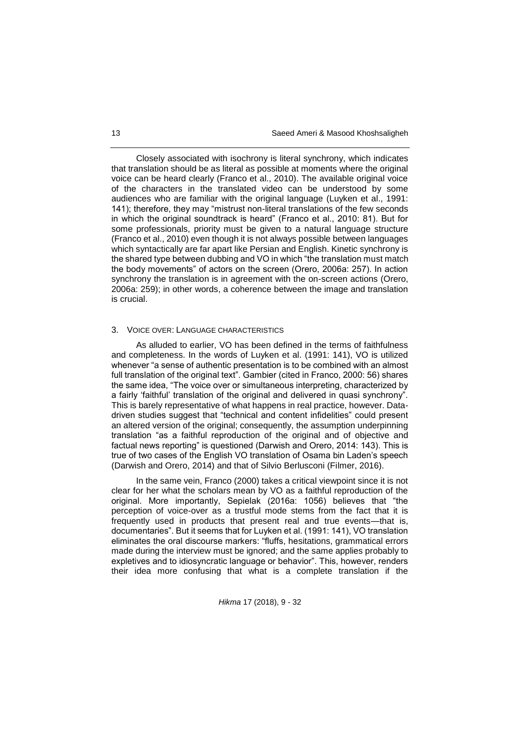Closely associated with isochrony is literal synchrony, which indicates that translation should be as literal as possible at moments where the original voice can be heard clearly (Franco et al., 2010). The available original voice of the characters in the translated video can be understood by some audiences who are familiar with the original language (Luyken et al., 1991: 141); therefore, they may "mistrust non-literal translations of the few seconds in which the original soundtrack is heard" (Franco et al., 2010: 81). But for some professionals, priority must be given to a natural language structure (Franco et al., 2010) even though it is not always possible between languages which syntactically are far apart like Persian and English. Kinetic synchrony is the shared type between dubbing and VO in which "the translation must match the body movements" of actors on the screen (Orero, 2006a: 257). In action synchrony the translation is in agreement with the on-screen actions (Orero, 2006a: 259); in other words, a coherence between the image and translation is crucial.

## 3. Voice over: Language characteristics

As alluded to earlier, VO has been defined in the terms of faithfulness and completeness. In the words of Luyken et al. (1991: 141), VO is utilized whenever "a sense of authentic presentation is to be combined with an almost full translation of the original text". Gambier (cited in Franco, 2000: 56) shares the same idea, "The voice over or simultaneous interpreting, characterized by a fairly 'faithful' translation of the original and delivered in quasi synchrony". This is barely representative of what happens in real practice, however. Data-driven studies suggest that "technical and content infidelities" could present an altered version of the original; consequently, the assumption underpinning translation "as a faithful reproduction of the original and of objective and factual news reporting" is questioned (Darwish and Orero, 2014: 143). This is true of two cases of the English VO translation of Osama bin Laden's speech (Darwish and Orero, 2014) and that of Silvio Berlusconi (Filmer, 2016).

In the same vein, Franco (2000) takes a critical viewpoint since it is not clear for her what the scholars mean by VO as a faithful reproduction of the original. More importantly, Sepielak (2016a: 1056) believes that "the perception of voice-over as a trustful mode stems from the fact that it is frequently used in products that present real and true events—that is, documentaries". But it seems that for Luyken et al. (1991: 141), VO translation eliminates the oral discourse markers: "fluffs, hesitations, grammatical errors made during the interview must be ignored; and the same applies probably to expletives and to idiosyncratic language or behavior". This, however, renders their idea more confusing that what is a complete translation if the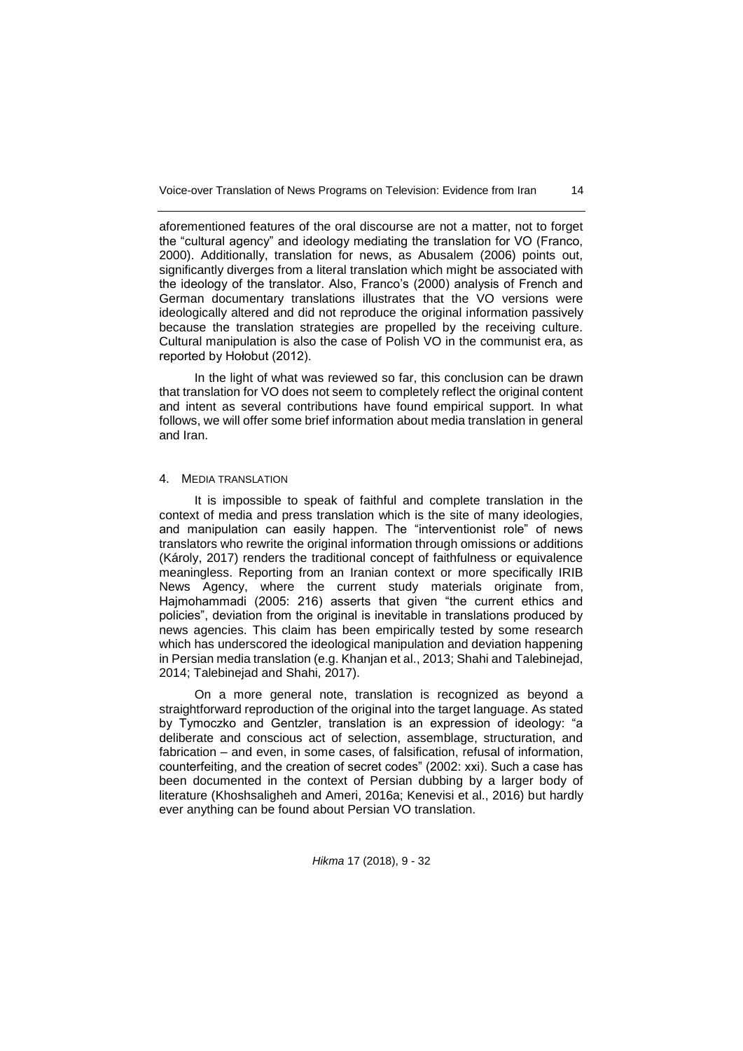aforementioned features of the oral discourse are not a matter, not to forget the "cultural agency" and ideology mediating the translation for VO (Franco, 2000). Additionally, translation for news, as Abusalem (2006) points out, significantly diverges from a literal translation which might be associated with the ideology of the translator. Also, Franco's (2000) analysis of French and German documentary translations illustrates that the VO versions were ideologically altered and did not reproduce the original information passively because the translation strategies are propelled by the receiving culture. Cultural manipulation is also the case of Polish VO in the communist era, as reported by Hołobut (2012).

In the light of what was reviewed so far, this conclusion can be drawn that translation for VO does not seem to completely reflect the original content and intent as several contributions have found empirical support. In what follows, we will offer some brief information about media translation in general and Iran.

## 4. MEDIA TRANSLATION

It is impossible to speak of faithful and complete translation in the context of media and press translation which is the site of many ideologies, and manipulation can easily happen. The "interventionist role" of news translators who rewrite the original information through omissions or additions (Károly, 2017) renders the traditional concept of faithfulness or equivalence meaningless. Reporting from an Iranian context or more specifically IRIB News Agency, where the current study materials originate from, Hajmohammadi (2005: 216) asserts that given "the current ethics and policies", deviation from the original is inevitable in translations produced by news agencies. This claim has been empirically tested by some research which has underscored the ideological manipulation and deviation happening in Persian media translation (e.g. Khanjan et al., 2013; Shahi and Talebinejad, 2014; Talebinejad and Shahi, 2017).

On a more general note, translation is recognized as beyond a straightforward reproduction of the original into the target language. As stated by Tymoczko and Gentzler, translation is an expression of ideology: "a deliberate and conscious act of selection, assemblage, structuration, and fabrication – and even, in some cases, of falsification, refusal of information, counterfeiting, and the creation of secret codes" (2002: xxi). Such a case has been documented in the context of Persian dubbing by a larger body of literature (Khoshsaligheh and Ameri, 2016a; Kenevisi et al., 2016) but hardly ever anything can be found about Persian VO translation.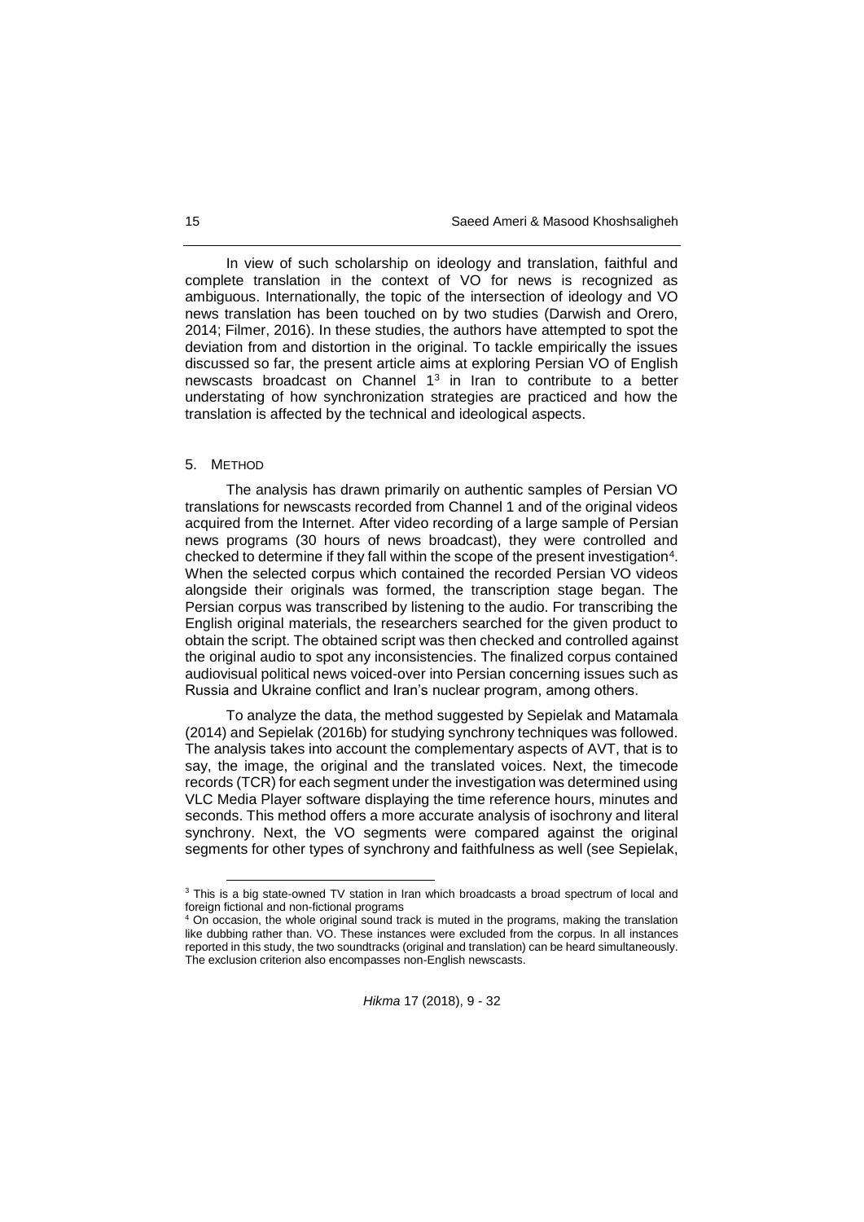In view of such scholarship on ideology and translation, faithful and complete translation in the context of VO for news is recognized as ambiguous. Internationally, the topic of the intersection of ideology and VO news translation has been touched on by two studies (Darwish and Orero, 2014; Filmer, 2016). In these studies, the authors have attempted to spot the deviation from and distortion in the original. To tackle empirically the issues discussed so far, the present article aims at exploring Persian VO of English newscasts broadcast on Channel 1[3] in Iran to contribute to a better understating of how synchronization strategies are practiced and how the translation is affected by the technical and ideological aspects.

## 5. METHOD

The analysis has drawn primarily on authentic samples of Persian VO translations for newscasts recorded from Channel 1 and of the original videos acquired from the Internet. After video recording of a large sample of Persian news programs (30 hours of news broadcast), they were controlled and checked to determine if they fall within the scope of the present investigation[4]. When the selected corpus which contained the recorded Persian VO videos alongside their originals was formed, the transcription stage began. The Persian corpus was transcribed by listening to the audio. For transcribing the English original materials, the researchers searched for the given product to obtain the script. The obtained script was then checked and controlled against the original audio to spot any inconsistencies. The finalized corpus contained audiovisual political news voiced-over into Persian concerning issues such as Russia and Ukraine conflict and Iran's nuclear program, among others.

To analyze the data, the method suggested by Sepielak and Matamala (2014) and Sepielak (2016b) for studying synchrony techniques was followed. The analysis takes into account the complementary aspects of AVT, that is to say, the image, the original and the translated voices. Next, the timecode records (TCR) for each segment under the investigation was determined using VLC Media Player software displaying the time reference hours, minutes and seconds. This method offers a more accurate analysis of isochrony and literal synchrony. Next, the VO segments were compared against the original segments for other types of synchrony and faithfulness as well (see Sepielak,

---

[3] This is a big state-owned TV station in Iran which broadcasts a broad spectrum of local and foreign fictional and non-fictional programs

[4] On occasion, the whole original sound track is muted in the programs, making the translation like dubbing rather than. VO. These instances were excluded from the corpus. In all instances reported in this study, the two soundtracks (original and translation) can be heard simultaneously. The exclusion criterion also encompasses non-English newscasts.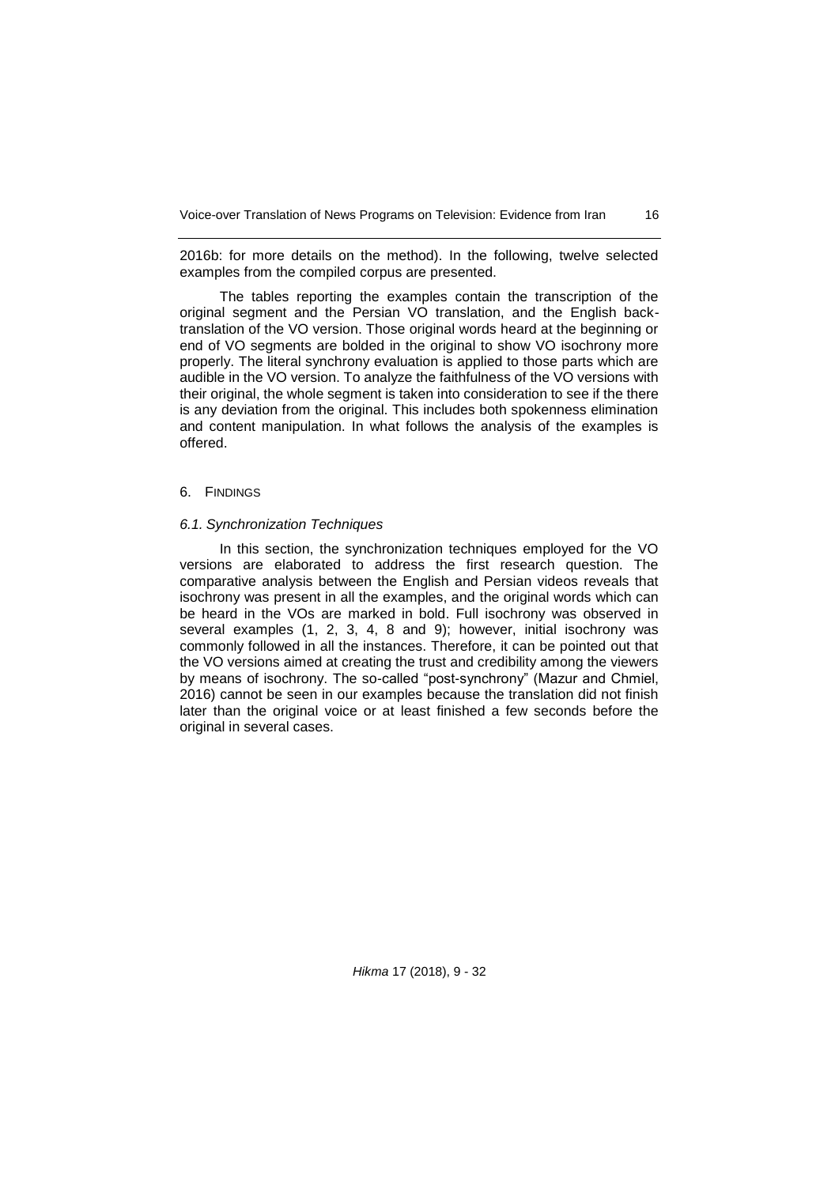2016b: for more details on the method). In the following, twelve selected examples from the compiled corpus are presented.

The tables reporting the examples contain the transcription of the original segment and the Persian VO translation, and the English back-translation of the VO version. Those original words heard at the beginning or end of VO segments are bolded in the original to show VO isochrony more properly. The literal synchrony evaluation is applied to those parts which are audible in the VO version. To analyze the faithfulness of the VO versions with their original, the whole segment is taken into consideration to see if the there is any deviation from the original. This includes both spokenness elimination and content manipulation. In what follows the analysis of the examples is offered.

## 6. Findings

### *6.1. Synchronization Techniques*

In this section, the synchronization techniques employed for the VO versions are elaborated to address the first research question. The comparative analysis between the English and Persian videos reveals that isochrony was present in all the examples, and the original words which can be heard in the VOs are marked in bold. Full isochrony was observed in several examples (1, 2, 3, 4, 8 and 9); however, initial isochrony was commonly followed in all the instances. Therefore, it can be pointed out that the VO versions aimed at creating the trust and credibility among the viewers by means of isochrony. The so-called "post-synchrony" (Mazur and Chmiel, 2016) cannot be seen in our examples because the translation did not finish later than the original voice or at least finished a few seconds before the original in several cases.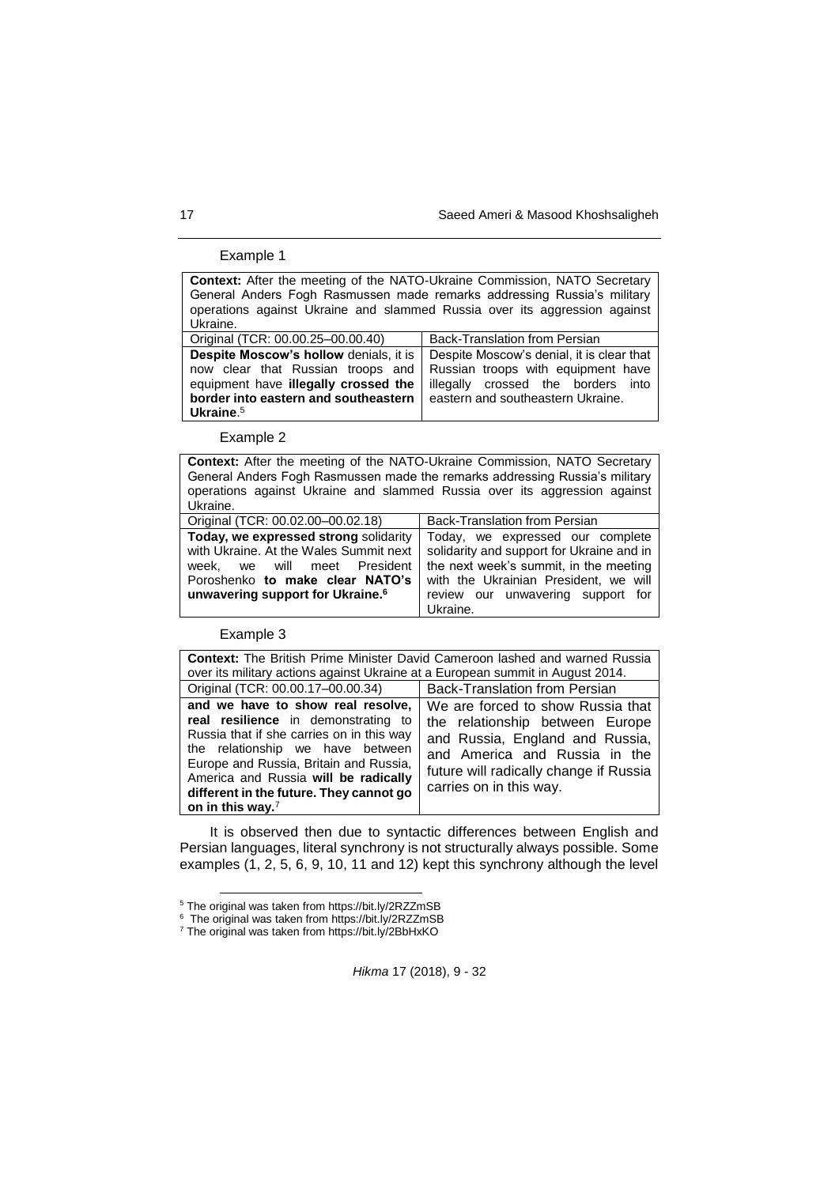Example 1

| **Context:** After the meeting of the NATO-Ukraine Commission, NATO Secretary General Anders Fogh Rasmussen made remarks addressing Russia's military operations against Ukraine and slammed Russia over its aggression against Ukraine. | |
|---|---|
| Original (TCR: 00.00.25–00.00.40) | Back-Translation from Persian |
| **Despite Moscow's hollow** denials, it is now clear that Russian troops and equipment have **illegally crossed the border into eastern and southeastern Ukraine**.[5] | Despite Moscow's denial, it is clear that Russian troops with equipment have illegally crossed the borders into eastern and southeastern Ukraine. |

Example 2

| **Context:** After the meeting of the NATO-Ukraine Commission, NATO Secretary General Anders Fogh Rasmussen made the remarks addressing Russia's military operations against Ukraine and slammed Russia over its aggression against Ukraine. | |
|---|---|
| Original (TCR: 00.02.00–00.02.18) | Back-Translation from Persian |
| **Today, we expressed strong** solidarity with Ukraine. At the Wales Summit next week, we will meet President Poroshenko **to make clear NATO's unwavering support for Ukraine.**[6] | Today, we expressed our complete solidarity and support for Ukraine and in the next week's summit, in the meeting with the Ukrainian President, we will review our unwavering support for Ukraine. |

Example 3

| **Context:** The British Prime Minister David Cameroon lashed and warned Russia over its military actions against Ukraine at a European summit in August 2014. | |
|---|---|
| Original (TCR: 00.00.17–00.00.34) | Back-Translation from Persian |
| **and we have to show real resolve, real resilience** in demonstrating to Russia that if she carries on in this way the relationship we have between Europe and Russia, Britain and Russia, America and Russia **will be radically different in the future. They cannot go on in this way.**[7] | We are forced to show Russia that the relationship between Europe and Russia, England and Russia, and America and Russia in the future will radically change if Russia carries on in this way. |

It is observed then due to syntactic differences between English and Persian languages, literal synchrony is not structurally always possible. Some examples (1, 2, 5, 6, 9, 10, 11 and 12) kept this synchrony although the level

[5] The original was taken from https://bit.ly/2RZZmSB
[6] The original was taken from https://bit.ly/2RZZmSB
[7] The original was taken from https://bit.ly/2BbHxKO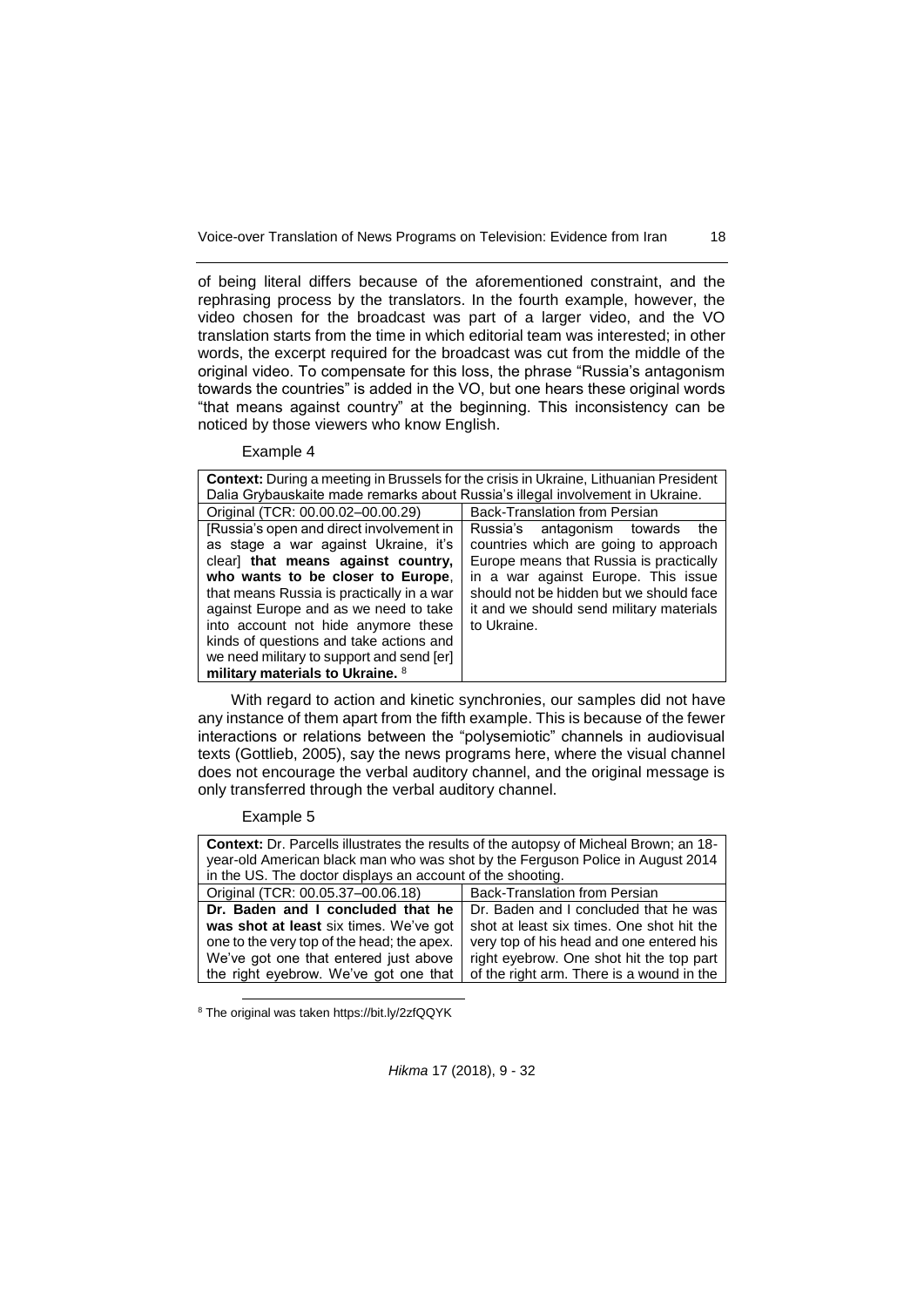of being literal differs because of the aforementioned constraint, and the rephrasing process by the translators. In the fourth example, however, the video chosen for the broadcast was part of a larger video, and the VO translation starts from the time in which editorial team was interested; in other words, the excerpt required for the broadcast was cut from the middle of the original video. To compensate for this loss, the phrase "Russia's antagonism towards the countries" is added in the VO, but one hears these original words "that means against country" at the beginning. This inconsistency can be noticed by those viewers who know English.

Example 4

| **Context:** During a meeting in Brussels for the crisis in Ukraine, Lithuanian President Dalia Grybauskaite made remarks about Russia's illegal involvement in Ukraine. | |
|---|---|
| Original (TCR: 00.00.02–00.00.29) | Back-Translation from Persian |
| [Russia's open and direct involvement in as stage a war against Ukraine, it's clear] **that means against country, who wants to be closer to Europe**, that means Russia is practically in a war against Europe and as we need to take into account not hide anymore these kinds of questions and take actions and we need military to support and send [er] **military materials to Ukraine.** [8] | Russia's antagonism towards the countries which are going to approach Europe means that Russia is practically in a war against Europe. This issue should not be hidden but we should face it and we should send military materials to Ukraine. |

With regard to action and kinetic synchronies, our samples did not have any instance of them apart from the fifth example. This is because of the fewer interactions or relations between the "polysemiotic" channels in audiovisual texts (Gottlieb, 2005), say the news programs here, where the visual channel does not encourage the verbal auditory channel, and the original message is only transferred through the verbal auditory channel.

Example 5

| **Context:** Dr. Parcells illustrates the results of the autopsy of Micheal Brown; an 18-year-old American black man who was shot by the Ferguson Police in August 2014 in the US. The doctor displays an account of the shooting. | |
|---|---|
| Original (TCR: 00.05.37–00.06.18) | Back-Translation from Persian |
| **Dr. Baden and I concluded that he was shot at least** six times. We've got one to the very top of the head; the apex. We've got one that entered just above the right eyebrow. We've got one that | Dr. Baden and I concluded that he was shot at least six times. One shot hit the very top of his head and one entered his right eyebrow. One shot hit the top part of the right arm. There is a wound in the |

[8] The original was taken https://bit.ly/2zfQQYK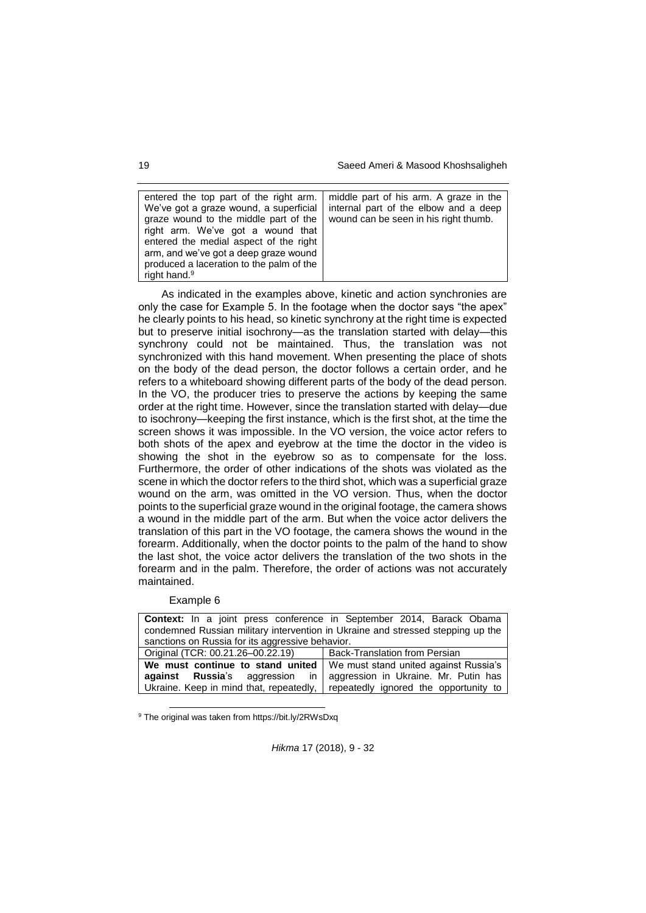| | |
|---|---|
| entered the top part of the right arm. We've got a graze wound, a superficial graze wound to the middle part of the right arm. We've got a wound that entered the medial aspect of the right arm, and we've got a deep graze wound produced a laceration to the palm of the right hand.[9] | middle part of his arm. A graze in the internal part of the elbow and a deep wound can be seen in his right thumb. |

As indicated in the examples above, kinetic and action synchronies are only the case for Example 5. In the footage when the doctor says "the apex" he clearly points to his head, so kinetic synchrony at the right time is expected but to preserve initial isochrony—as the translation started with delay—this synchrony could not be maintained. Thus, the translation was not synchronized with this hand movement. When presenting the place of shots on the body of the dead person, the doctor follows a certain order, and he refers to a whiteboard showing different parts of the body of the dead person. In the VO, the producer tries to preserve the actions by keeping the same order at the right time. However, since the translation started with delay—due to isochrony—keeping the first instance, which is the first shot, at the time the screen shows it was impossible. In the VO version, the voice actor refers to both shots of the apex and eyebrow at the time the doctor in the video is showing the shot in the eyebrow so as to compensate for the loss. Furthermore, the order of other indications of the shots was violated as the scene in which the doctor refers to the third shot, which was a superficial graze wound on the arm, was omitted in the VO version. Thus, when the doctor points to the superficial graze wound in the original footage, the camera shows a wound in the middle part of the arm. But when the voice actor delivers the translation of this part in the VO footage, the camera shows the wound in the forearm. Additionally, when the doctor points to the palm of the hand to show the last shot, the voice actor delivers the translation of the two shots in the forearm and in the palm. Therefore, the order of actions was not accurately maintained.

Example 6

| **Context:** In a joint press conference in September 2014, Barack Obama condemned Russian military intervention in Ukraine and stressed stepping up the sanctions on Russia for its aggressive behavior. | |
|---|---|
| Original (TCR: 00.21.26–00.22.19) | Back-Translation from Persian |
| **We must continue to stand united against Russia**'s aggression in Ukraine. Keep in mind that, repeatedly, | We must stand united against Russia's aggression in Ukraine. Mr. Putin has repeatedly ignored the opportunity to |

[9] The original was taken from https://bit.ly/2RWsDxq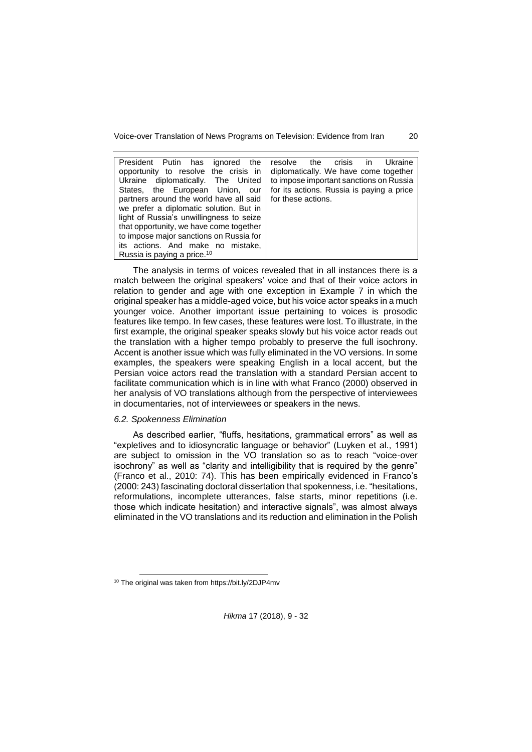| President Putin has ignored the opportunity to resolve the crisis in Ukraine diplomatically. The United States, the European Union, our partners around the world have all said we prefer a diplomatic solution. But in light of Russia's unwillingness to seize that opportunity, we have come together to impose major sanctions on Russia for its actions. And make no mistake, Russia is paying a price.[10] | resolve the crisis in Ukraine diplomatically. We have come together to impose important sanctions on Russia for its actions. Russia is paying a price for these actions. |
|---|---|

The analysis in terms of voices revealed that in all instances there is a match between the original speakers' voice and that of their voice actors in relation to gender and age with one exception in Example 7 in which the original speaker has a middle-aged voice, but his voice actor speaks in a much younger voice. Another important issue pertaining to voices is prosodic features like tempo. In few cases, these features were lost. To illustrate, in the first example, the original speaker speaks slowly but his voice actor reads out the translation with a higher tempo probably to preserve the full isochrony. Accent is another issue which was fully eliminated in the VO versions. In some examples, the speakers were speaking English in a local accent, but the Persian voice actors read the translation with a standard Persian accent to facilitate communication which is in line with what Franco (2000) observed in her analysis of VO translations although from the perspective of interviewees in documentaries, not of interviewees or speakers in the news.

### *6.2. Spokenness Elimination*

As described earlier, "fluffs, hesitations, grammatical errors" as well as "expletives and to idiosyncratic language or behavior" (Luyken et al., 1991) are subject to omission in the VO translation so as to reach "voice-over isochrony" as well as "clarity and intelligibility that is required by the genre" (Franco et al., 2010: 74). This has been empirically evidenced in Franco's (2000: 243) fascinating doctoral dissertation that spokenness, i.e. "hesitations, reformulations, incomplete utterances, false starts, minor repetitions (i.e. those which indicate hesitation) and interactive signals", was almost always eliminated in the VO translations and its reduction and elimination in the Polish

[10] The original was taken from https://bit.ly/2DJP4mv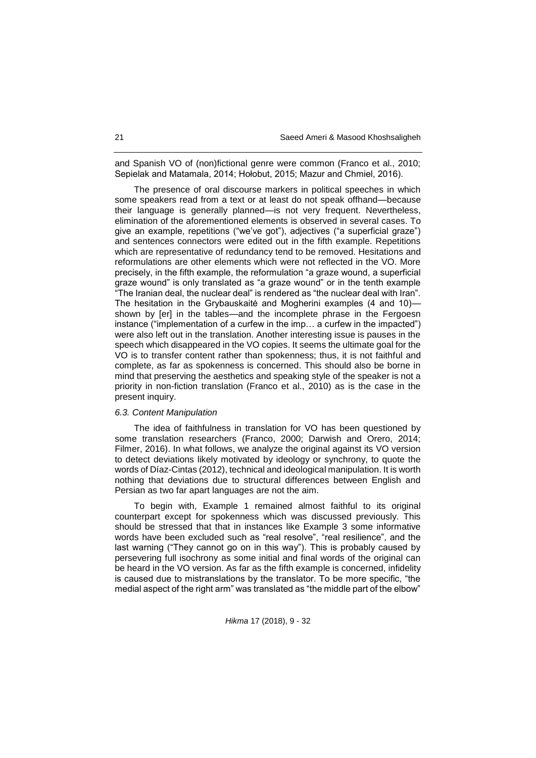and Spanish VO of (non)fictional genre were common (Franco et al., 2010; Sepielak and Matamala, 2014; Hołobut, 2015; Mazur and Chmiel, 2016).

The presence of oral discourse markers in political speeches in which some speakers read from a text or at least do not speak offhand—because their language is generally planned—is not very frequent. Nevertheless, elimination of the aforementioned elements is observed in several cases. To give an example, repetitions ("we've got"), adjectives ("a superficial graze") and sentences connectors were edited out in the fifth example. Repetitions which are representative of redundancy tend to be removed. Hesitations and reformulations are other elements which were not reflected in the VO. More precisely, in the fifth example, the reformulation "a graze wound, a superficial graze wound" is only translated as "a graze wound" or in the tenth example "The Iranian deal, the nuclear deal" is rendered as "the nuclear deal with Iran". The hesitation in the Grybauskaitė and Mogherini examples (4 and 10)—shown by [er] in the tables—and the incomplete phrase in the Fergoesn instance ("implementation of a curfew in the imp… a curfew in the impacted") were also left out in the translation. Another interesting issue is pauses in the speech which disappeared in the VO copies. It seems the ultimate goal for the VO is to transfer content rather than spokenness; thus, it is not faithful and complete, as far as spokenness is concerned. This should also be borne in mind that preserving the aesthetics and speaking style of the speaker is not a priority in non-fiction translation (Franco et al., 2010) as is the case in the present inquiry.

### *6.3. Content Manipulation*

The idea of faithfulness in translation for VO has been questioned by some translation researchers (Franco, 2000; Darwish and Orero, 2014; Filmer, 2016). In what follows, we analyze the original against its VO version to detect deviations likely motivated by ideology or synchrony, to quote the words of Díaz-Cintas (2012), technical and ideological manipulation. It is worth nothing that deviations due to structural differences between English and Persian as two far apart languages are not the aim.

To begin with, Example 1 remained almost faithful to its original counterpart except for spokenness which was discussed previously. This should be stressed that that in instances like Example 3 some informative words have been excluded such as "real resolve", "real resilience", and the last warning ("They cannot go on in this way"). This is probably caused by persevering full isochrony as some initial and final words of the original can be heard in the VO version. As far as the fifth example is concerned, infidelity is caused due to mistranslations by the translator. To be more specific, "the medial aspect of the right arm" was translated as "the middle part of the elbow"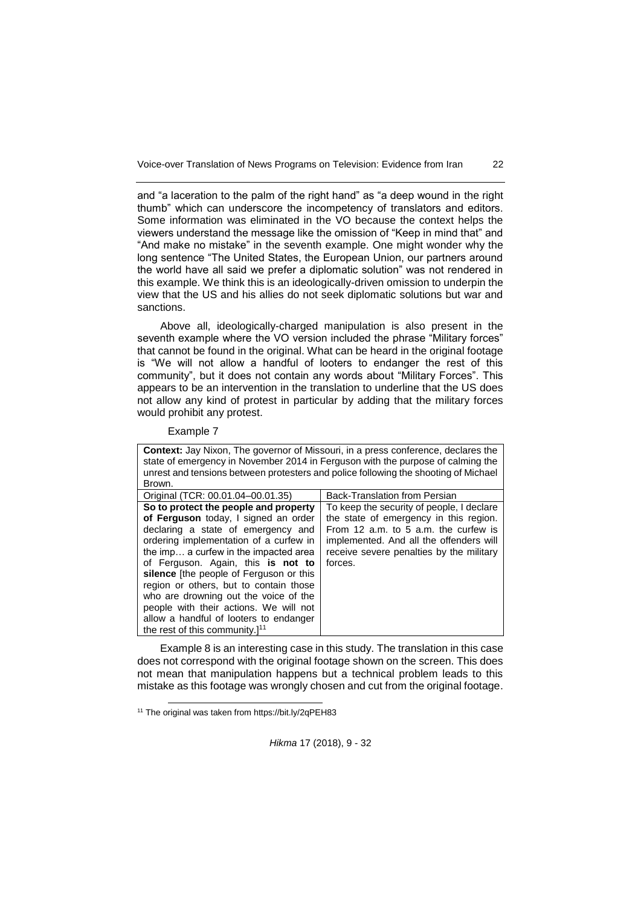and "a laceration to the palm of the right hand" as "a deep wound in the right thumb" which can underscore the incompetency of translators and editors. Some information was eliminated in the VO because the context helps the viewers understand the message like the omission of "Keep in mind that" and "And make no mistake" in the seventh example. One might wonder why the long sentence "The United States, the European Union, our partners around the world have all said we prefer a diplomatic solution" was not rendered in this example. We think this is an ideologically-driven omission to underpin the view that the US and his allies do not seek diplomatic solutions but war and sanctions.

Above all, ideologically-charged manipulation is also present in the seventh example where the VO version included the phrase "Military forces" that cannot be found in the original. What can be heard in the original footage is "We will not allow a handful of looters to endanger the rest of this community", but it does not contain any words about "Military Forces". This appears to be an intervention in the translation to underline that the US does not allow any kind of protest in particular by adding that the military forces would prohibit any protest.

Example 7

| **Context:** Jay Nixon, The governor of Missouri, in a press conference, declares the state of emergency in November 2014 in Ferguson with the purpose of calming the unrest and tensions between protesters and police following the shooting of Michael Brown. | |
|---|---|
| Original (TCR: 00.01.04–00.01.35) | Back-Translation from Persian |
| **So to protect the people and property of Ferguson** today, I signed an order declaring a state of emergency and ordering implementation of a curfew in the imp… a curfew in the impacted area of Ferguson. Again, this **is not to silence** [the people of Ferguson or this region or others, but to contain those who are drowning out the voice of the people with their actions. We will not allow a handful of looters to endanger the rest of this community.][11] | To keep the security of people, I declare the state of emergency in this region. From 12 a.m. to 5 a.m. the curfew is implemented. And all the offenders will receive severe penalties by the military forces. |

Example 8 is an interesting case in this study. The translation in this case does not correspond with the original footage shown on the screen. This does not mean that manipulation happens but a technical problem leads to this mistake as this footage was wrongly chosen and cut from the original footage.

[11] The original was taken from https://bit.ly/2qPEH83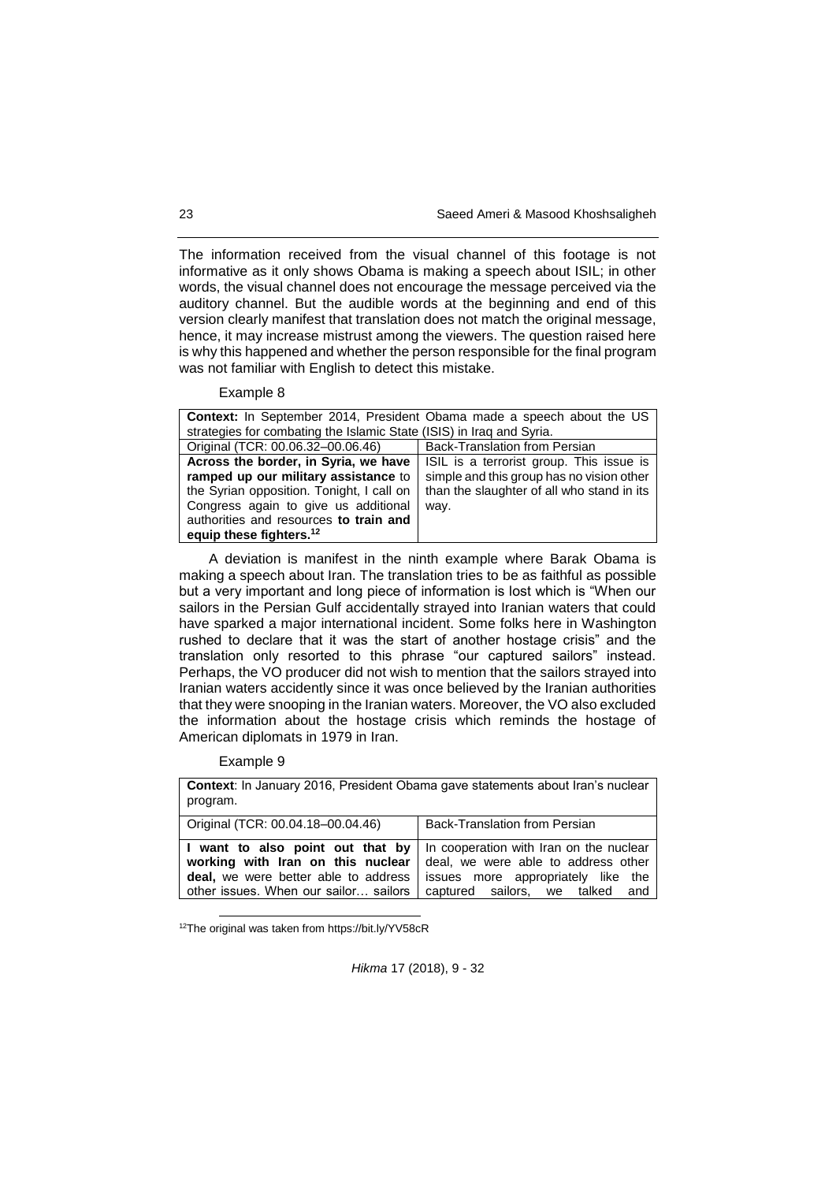The information received from the visual channel of this footage is not informative as it only shows Obama is making a speech about ISIL; in other words, the visual channel does not encourage the message perceived via the auditory channel. But the audible words at the beginning and end of this version clearly manifest that translation does not match the original message, hence, it may increase mistrust among the viewers. The question raised here is why this happened and whether the person responsible for the final program was not familiar with English to detect this mistake.

Example 8

| **Context:** In September 2014, President Obama made a speech about the US strategies for combating the Islamic State (ISIS) in Iraq and Syria. | |
|---|---|
| Original (TCR: 00.06.32–00.06.46) | Back-Translation from Persian |
| **Across the border, in Syria, we have ramped up our military assistance** to the Syrian opposition. Tonight, I call on Congress again to give us additional authorities and resources **to train and equip these fighters.**[12] | ISIL is a terrorist group. This issue is simple and this group has no vision other than the slaughter of all who stand in its way. |

A deviation is manifest in the ninth example where Barak Obama is making a speech about Iran. The translation tries to be as faithful as possible but a very important and long piece of information is lost which is "When our sailors in the Persian Gulf accidentally strayed into Iranian waters that could have sparked a major international incident. Some folks here in Washington rushed to declare that it was the start of another hostage crisis" and the translation only resorted to this phrase "our captured sailors" instead. Perhaps, the VO producer did not wish to mention that the sailors strayed into Iranian waters accidently since it was once believed by the Iranian authorities that they were snooping in the Iranian waters. Moreover, the VO also excluded the information about the hostage crisis which reminds the hostage of American diplomats in 1979 in Iran.

Example 9

| **Context**: In January 2016, President Obama gave statements about Iran's nuclear program. | |
|---|---|
| Original (TCR: 00.04.18–00.04.46) | Back-Translation from Persian |
| **I want to also point out that by working with Iran on this nuclear deal,** we were better able to address other issues. When our sailor… sailors | In cooperation with Iran on the nuclear deal, we were able to address other issues more appropriately like the captured sailors, we talked and |

[12]The original was taken from https://bit.ly/YV58cR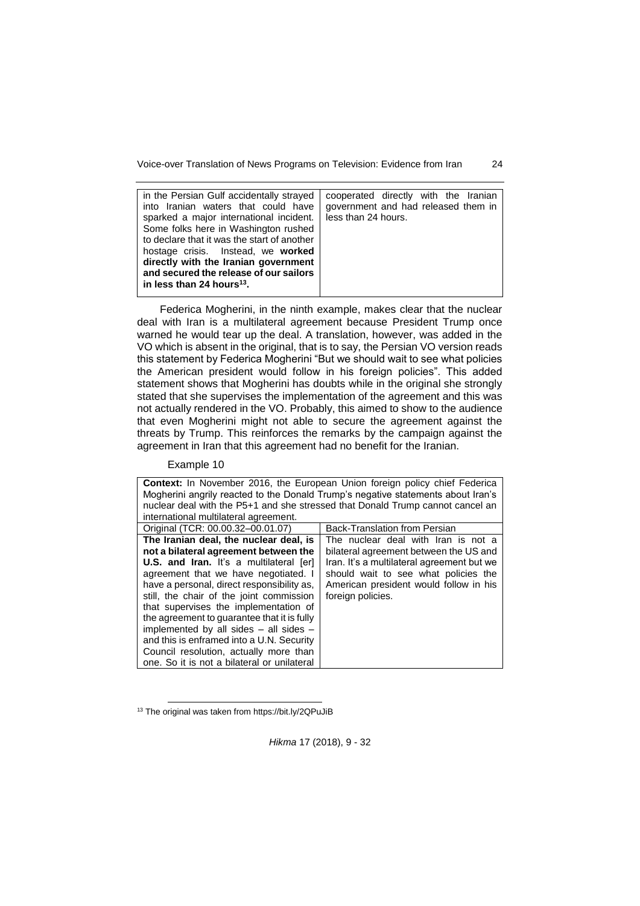| | |
|---|---|
| in the Persian Gulf accidentally strayed into Iranian waters that could have sparked a major international incident. Some folks here in Washington rushed to declare that it was the start of another hostage crisis. Instead, we **worked directly with the Iranian government and secured the release of our sailors in less than 24 hours[13].** | cooperated directly with the Iranian government and had released them in less than 24 hours. |

Federica Mogherini, in the ninth example, makes clear that the nuclear deal with Iran is a multilateral agreement because President Trump once warned he would tear up the deal. A translation, however, was added in the VO which is absent in the original, that is to say, the Persian VO version reads this statement by Federica Mogherini "But we should wait to see what policies the American president would follow in his foreign policies". This added statement shows that Mogherini has doubts while in the original she strongly stated that she supervises the implementation of the agreement and this was not actually rendered in the VO. Probably, this aimed to show to the audience that even Mogherini might not able to secure the agreement against the threats by Trump. This reinforces the remarks by the campaign against the agreement in Iran that this agreement had no benefit for the Iranian.

Example 10

| **Context:** In November 2016, the European Union foreign policy chief Federica Mogherini angrily reacted to the Donald Trump's negative statements about Iran's nuclear deal with the P5+1 and she stressed that Donald Trump cannot cancel an international multilateral agreement. | |
|---|---|
| Original (TCR: 00.00.32–00.01.07) | Back-Translation from Persian |
| **The Iranian deal, the nuclear deal, is not a bilateral agreement between the U.S. and Iran.** It's a multilateral [er] agreement that we have negotiated. I have a personal, direct responsibility as, still, the chair of the joint commission that supervises the implementation of the agreement to guarantee that it is fully implemented by all sides – all sides – and this is enframed into a U.N. Security Council resolution, actually more than one. So it is not a bilateral or unilateral | The nuclear deal with Iran is not a bilateral agreement between the US and Iran. It's a multilateral agreement but we should wait to see what policies the American president would follow in his foreign policies. |

[13] The original was taken from https://bit.ly/2QPuJiB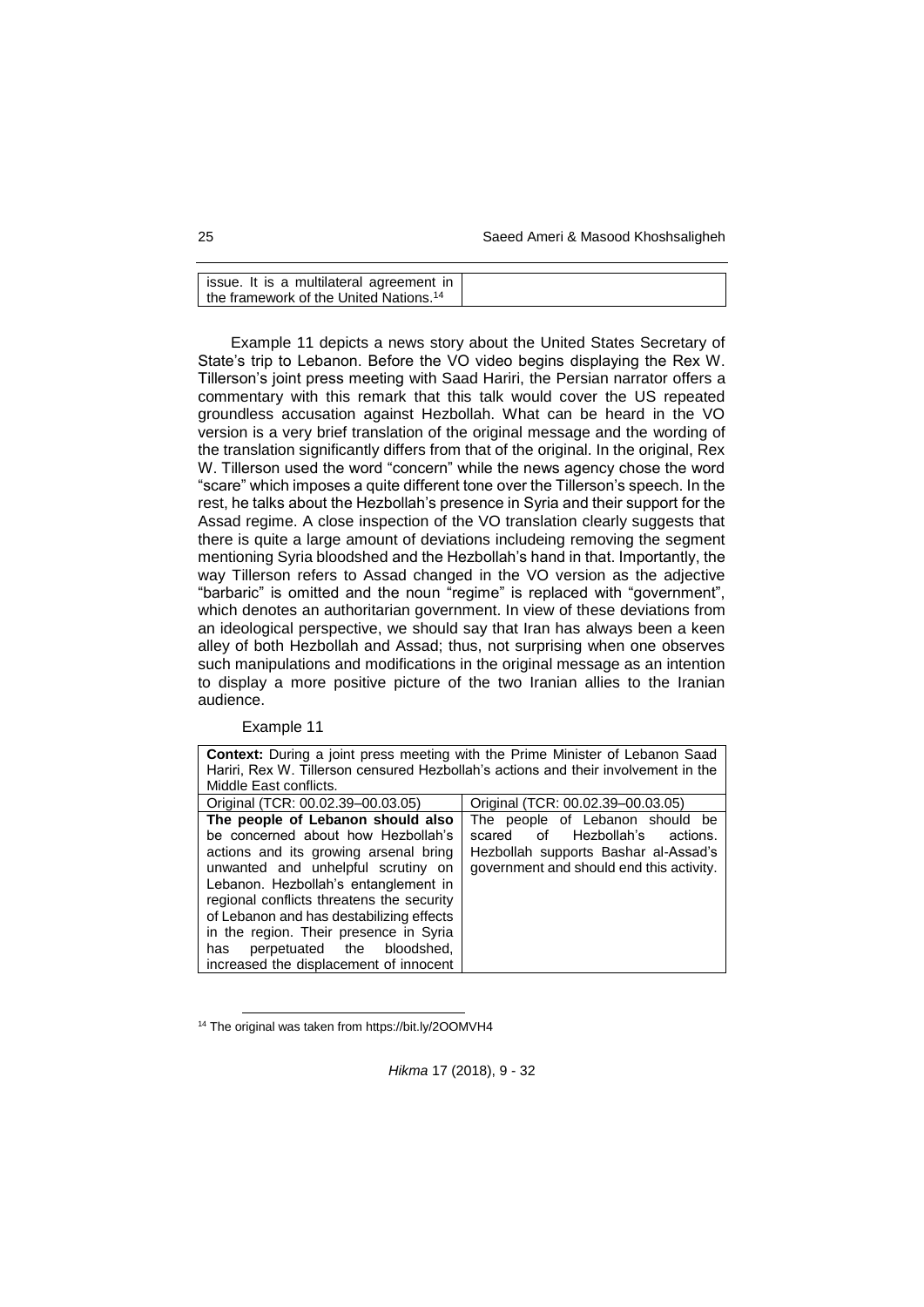| issue. It is a multilateral agreement in the framework of the United Nations.[14] | |
|---|---|

Example 11 depicts a news story about the United States Secretary of State's trip to Lebanon. Before the VO video begins displaying the Rex W. Tillerson's joint press meeting with Saad Hariri, the Persian narrator offers a commentary with this remark that this talk would cover the US repeated groundless accusation against Hezbollah. What can be heard in the VO version is a very brief translation of the original message and the wording of the translation significantly differs from that of the original. In the original, Rex W. Tillerson used the word "concern" while the news agency chose the word "scare" which imposes a quite different tone over the Tillerson's speech. In the rest, he talks about the Hezbollah's presence in Syria and their support for the Assad regime. A close inspection of the VO translation clearly suggests that there is quite a large amount of deviations includeing removing the segment mentioning Syria bloodshed and the Hezbollah's hand in that. Importantly, the way Tillerson refers to Assad changed in the VO version as the adjective "barbaric" is omitted and the noun "regime" is replaced with "government", which denotes an authoritarian government. In view of these deviations from an ideological perspective, we should say that Iran has always been a keen alley of both Hezbollah and Assad; thus, not surprising when one observes such manipulations and modifications in the original message as an intention to display a more positive picture of the two Iranian allies to the Iranian audience.

Example 11

| **Context:** During a joint press meeting with the Prime Minister of Lebanon Saad Hariri, Rex W. Tillerson censured Hezbollah's actions and their involvement in the Middle East conflicts. | |
|---|---|
| Original (TCR: 00.02.39–00.03.05) | Original (TCR: 00.02.39–00.03.05) |
| **The people of Lebanon should also** be concerned about how Hezbollah's actions and its growing arsenal bring unwanted and unhelpful scrutiny on Lebanon. Hezbollah's entanglement in regional conflicts threatens the security of Lebanon and has destabilizing effects in the region. Their presence in Syria has perpetuated the bloodshed, increased the displacement of innocent | The people of Lebanon should be scared of Hezbollah's actions. Hezbollah supports Bashar al-Assad's government and should end this activity. |

[14] The original was taken from https://bit.ly/2OOMVH4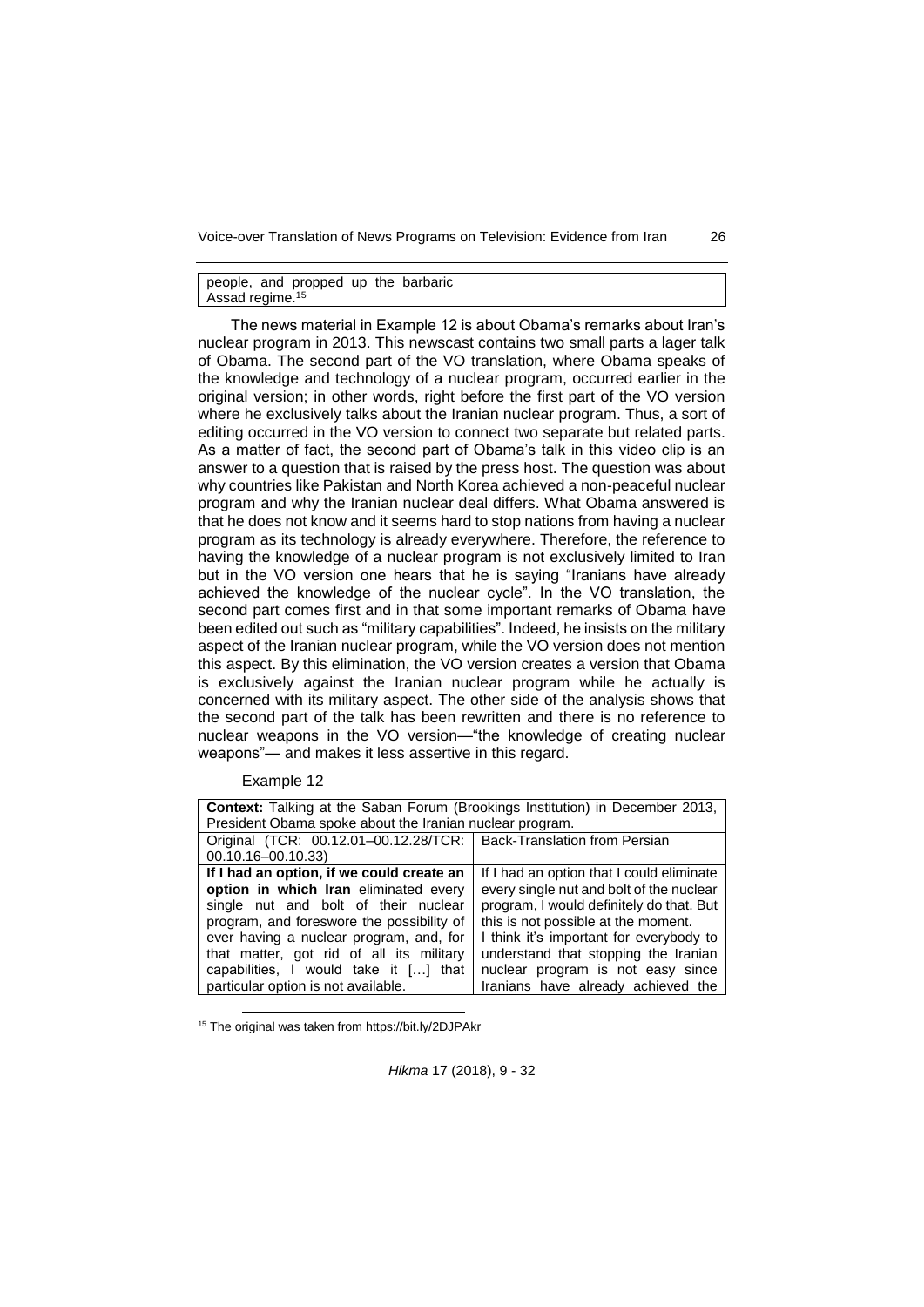| | |
|---|---|
| people, and propped up the barbaric Assad regime.[15] | |

The news material in Example 12 is about Obama's remarks about Iran's nuclear program in 2013. This newscast contains two small parts a lager talk of Obama. The second part of the VO translation, where Obama speaks of the knowledge and technology of a nuclear program, occurred earlier in the original version; in other words, right before the first part of the VO version where he exclusively talks about the Iranian nuclear program. Thus, a sort of editing occurred in the VO version to connect two separate but related parts. As a matter of fact, the second part of Obama's talk in this video clip is an answer to a question that is raised by the press host. The question was about why countries like Pakistan and North Korea achieved a non-peaceful nuclear program and why the Iranian nuclear deal differs. What Obama answered is that he does not know and it seems hard to stop nations from having a nuclear program as its technology is already everywhere. Therefore, the reference to having the knowledge of a nuclear program is not exclusively limited to Iran but in the VO version one hears that he is saying "Iranians have already achieved the knowledge of the nuclear cycle". In the VO translation, the second part comes first and in that some important remarks of Obama have been edited out such as "military capabilities". Indeed, he insists on the military aspect of the Iranian nuclear program, while the VO version does not mention this aspect. By this elimination, the VO version creates a version that Obama is exclusively against the Iranian nuclear program while he actually is concerned with its military aspect. The other side of the analysis shows that the second part of the talk has been rewritten and there is no reference to nuclear weapons in the VO version—"the knowledge of creating nuclear weapons"— and makes it less assertive in this regard.

Example 12

| **Context:** Talking at the Saban Forum (Brookings Institution) in December 2013, President Obama spoke about the Iranian nuclear program. | |
|---|---|
| Original (TCR: 00.12.01–00.12.28/TCR: 00.10.16–00.10.33) | Back-Translation from Persian |
| **If I had an option, if we could create an option in which Iran** eliminated every single nut and bolt of their nuclear program, and foreswore the possibility of ever having a nuclear program, and, for that matter, got rid of all its military capabilities, I would take it […] that particular option is not available. | If I had an option that I could eliminate every single nut and bolt of the nuclear program, I would definitely do that. But this is not possible at the moment. I think it's important for everybody to understand that stopping the Iranian nuclear program is not easy since Iranians have already achieved the |

[15] The original was taken from https://bit.ly/2DJPAkr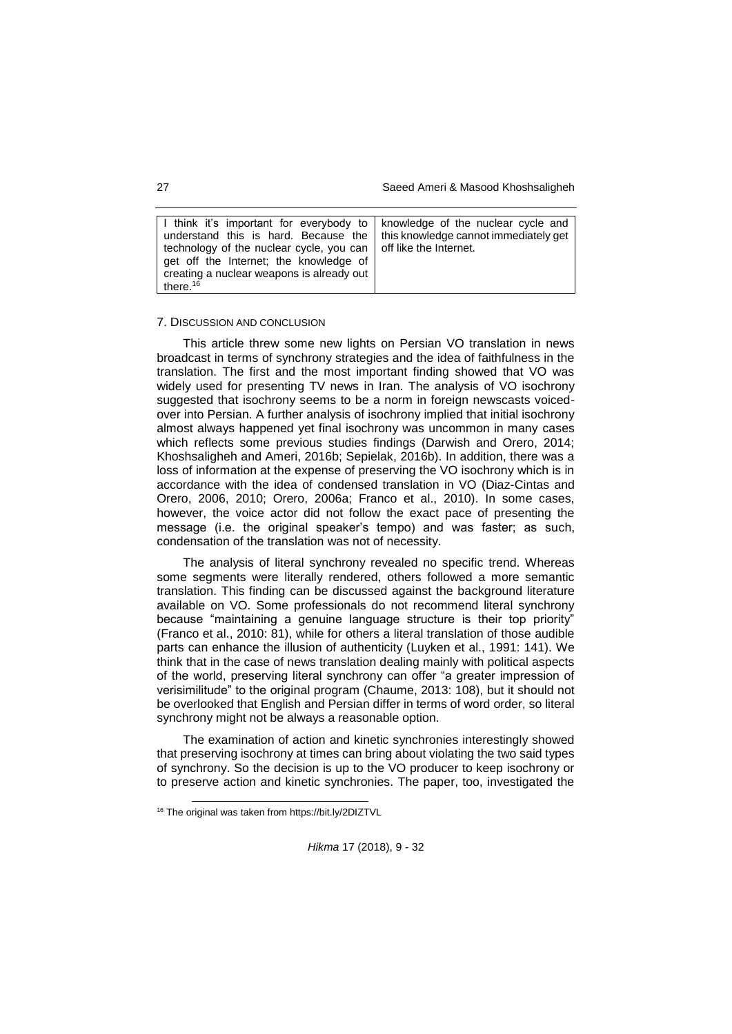| I think it's important for everybody to understand this is hard. Because the technology of the nuclear cycle, you can get off the Internet; the knowledge of creating a nuclear weapons is already out there.[16] | knowledge of the nuclear cycle and this knowledge cannot immediately get off like the Internet. |
|---|---|

## 7. DISCUSSION AND CONCLUSION

This article threw some new lights on Persian VO translation in news broadcast in terms of synchrony strategies and the idea of faithfulness in the translation. The first and the most important finding showed that VO was widely used for presenting TV news in Iran. The analysis of VO isochrony suggested that isochrony seems to be a norm in foreign newscasts voiced-over into Persian. A further analysis of isochrony implied that initial isochrony almost always happened yet final isochrony was uncommon in many cases which reflects some previous studies findings (Darwish and Orero, 2014; Khoshsaligheh and Ameri, 2016b; Sepielak, 2016b). In addition, there was a loss of information at the expense of preserving the VO isochrony which is in accordance with the idea of condensed translation in VO (Diaz-Cintas and Orero, 2006, 2010; Orero, 2006a; Franco et al., 2010). In some cases, however, the voice actor did not follow the exact pace of presenting the message (i.e. the original speaker's tempo) and was faster; as such, condensation of the translation was not of necessity.

The analysis of literal synchrony revealed no specific trend. Whereas some segments were literally rendered, others followed a more semantic translation. This finding can be discussed against the background literature available on VO. Some professionals do not recommend literal synchrony because "maintaining a genuine language structure is their top priority" (Franco et al., 2010: 81), while for others a literal translation of those audible parts can enhance the illusion of authenticity (Luyken et al., 1991: 141). We think that in the case of news translation dealing mainly with political aspects of the world, preserving literal synchrony can offer "a greater impression of verisimilitude" to the original program (Chaume, 2013: 108), but it should not be overlooked that English and Persian differ in terms of word order, so literal synchrony might not be always a reasonable option.

The examination of action and kinetic synchronies interestingly showed that preserving isochrony at times can bring about violating the two said types of synchrony. So the decision is up to the VO producer to keep isochrony or to preserve action and kinetic synchronies. The paper, too, investigated the

[16] The original was taken from https://bit.ly/2DIZTVL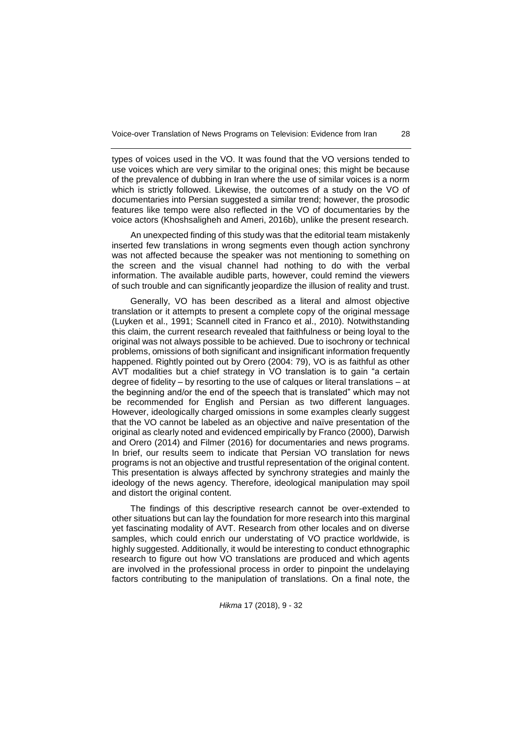types of voices used in the VO. It was found that the VO versions tended to use voices which are very similar to the original ones; this might be because of the prevalence of dubbing in Iran where the use of similar voices is a norm which is strictly followed. Likewise, the outcomes of a study on the VO of documentaries into Persian suggested a similar trend; however, the prosodic features like tempo were also reflected in the VO of documentaries by the voice actors (Khoshsaligheh and Ameri, 2016b), unlike the present research.

An unexpected finding of this study was that the editorial team mistakenly inserted few translations in wrong segments even though action synchrony was not affected because the speaker was not mentioning to something on the screen and the visual channel had nothing to do with the verbal information. The available audible parts, however, could remind the viewers of such trouble and can significantly jeopardize the illusion of reality and trust.

Generally, VO has been described as a literal and almost objective translation or it attempts to present a complete copy of the original message (Luyken et al., 1991; Scannell cited in Franco et al., 2010). Notwithstanding this claim, the current research revealed that faithfulness or being loyal to the original was not always possible to be achieved. Due to isochrony or technical problems, omissions of both significant and insignificant information frequently happened. Rightly pointed out by Orero (2004: 79), VO is as faithful as other AVT modalities but a chief strategy in VO translation is to gain "a certain degree of fidelity – by resorting to the use of calques or literal translations – at the beginning and/or the end of the speech that is translated" which may not be recommended for English and Persian as two different languages. However, ideologically charged omissions in some examples clearly suggest that the VO cannot be labeled as an objective and naïve presentation of the original as clearly noted and evidenced empirically by Franco (2000), Darwish and Orero (2014) and Filmer (2016) for documentaries and news programs. In brief, our results seem to indicate that Persian VO translation for news programs is not an objective and trustful representation of the original content. This presentation is always affected by synchrony strategies and mainly the ideology of the news agency. Therefore, ideological manipulation may spoil and distort the original content.

The findings of this descriptive research cannot be over-extended to other situations but can lay the foundation for more research into this marginal yet fascinating modality of AVT. Research from other locales and on diverse samples, which could enrich our understating of VO practice worldwide, is highly suggested. Additionally, it would be interesting to conduct ethnographic research to figure out how VO translations are produced and which agents are involved in the professional process in order to pinpoint the undelaying factors contributing to the manipulation of translations. On a final note, the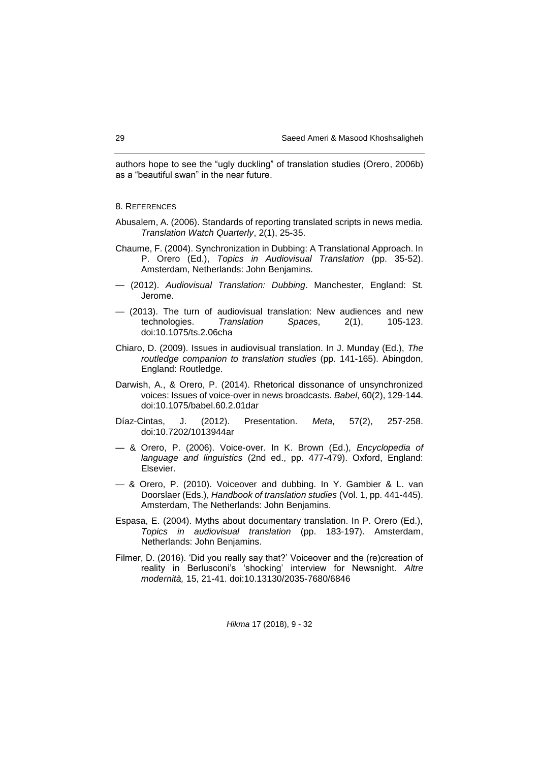authors hope to see the "ugly duckling" of translation studies (Orero, 2006b) as a "beautiful swan" in the near future.

## 8. REFERENCES

Abusalem, A. (2006). Standards of reporting translated scripts in news media. *Translation Watch Quarterly*, 2(1), 25-35.

Chaume, F. (2004). Synchronization in Dubbing: A Translational Approach. In P. Orero (Ed.), *Topics in Audiovisual Translation* (pp. 35-52). Amsterdam, Netherlands: John Benjamins.

— (2012). *Audiovisual Translation: Dubbing*. Manchester, England: St. Jerome.

— (2013). The turn of audiovisual translation: New audiences and new technologies. *Translation Spaces*, 2(1), 105-123. doi:10.1075/ts.2.06cha

Chiaro, D. (2009). Issues in audiovisual translation. In J. Munday (Ed.), *The routledge companion to translation studies* (pp. 141-165). Abingdon, England: Routledge.

Darwish, A., & Orero, P. (2014). Rhetorical dissonance of unsynchronized voices: Issues of voice-over in news broadcasts. *Babel*, 60(2), 129-144. doi:10.1075/babel.60.2.01dar

Díaz-Cintas, J. (2012). Presentation. *Meta*, 57(2), 257-258. doi:10.7202/1013944ar

— & Orero, P. (2006). Voice-over. In K. Brown (Ed.), *Encyclopedia of language and linguistics* (2nd ed., pp. 477-479). Oxford, England: Elsevier.

— & Orero, P. (2010). Voiceover and dubbing. In Y. Gambier & L. van Doorslaer (Eds.), *Handbook of translation studies* (Vol. 1, pp. 441-445). Amsterdam, The Netherlands: John Benjamins.

Espasa, E. (2004). Myths about documentary translation. In P. Orero (Ed.), *Topics in audiovisual translation* (pp. 183-197). Amsterdam, Netherlands: John Benjamins.

Filmer, D. (2016). 'Did you really say that?' Voiceover and the (re)creation of reality in Berlusconi's 'shocking' interview for Newsnight. *Altre modernità,* 15, 21-41. doi:10.13130/2035-7680/6846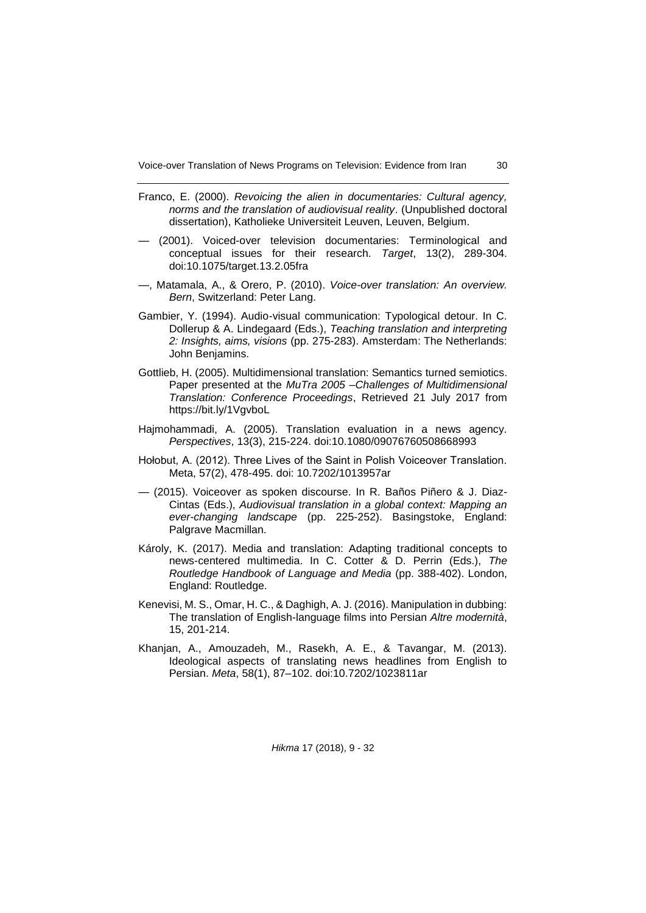Franco, E. (2000). *Revoicing the alien in documentaries: Cultural agency, norms and the translation of audiovisual reality*. (Unpublished doctoral dissertation), Katholieke Universiteit Leuven, Leuven, Belgium.

— (2001). Voiced-over television documentaries: Terminological and conceptual issues for their research. *Target*, 13(2), 289-304. doi:10.1075/target.13.2.05fra

—, Matamala, A., & Orero, P. (2010). *Voice-over translation: An overview. Bern*, Switzerland: Peter Lang.

Gambier, Y. (1994). Audio-visual communication: Typological detour. In C. Dollerup & A. Lindegaard (Eds.), *Teaching translation and interpreting 2: Insights, aims, visions* (pp. 275-283). Amsterdam: The Netherlands: John Benjamins.

Gottlieb, H. (2005). Multidimensional translation: Semantics turned semiotics. Paper presented at the *MuTra 2005 –Challenges of Multidimensional Translation: Conference Proceedings*, Retrieved 21 July 2017 from https://bit.ly/1VgvboL

Hajmohammadi, A. (2005). Translation evaluation in a news agency. *Perspectives*, 13(3), 215-224. doi:10.1080/09076760508668993

Hołobut, A. (2012). Three Lives of the Saint in Polish Voiceover Translation. Meta, 57(2), 478-495. doi: 10.7202/1013957ar

— (2015). Voiceover as spoken discourse. In R. Baños Piñero & J. Diaz-Cintas (Eds.), *Audiovisual translation in a global context: Mapping an ever-changing landscape* (pp. 225-252). Basingstoke, England: Palgrave Macmillan.

Károly, K. (2017). Media and translation: Adapting traditional concepts to news-centered multimedia. In C. Cotter & D. Perrin (Eds.), *The Routledge Handbook of Language and Media* (pp. 388-402). London, England: Routledge.

Kenevisi, M. S., Omar, H. C., & Daghigh, A. J. (2016). Manipulation in dubbing: The translation of English-language films into Persian *Altre modernità*, 15, 201-214.

Khanjan, A., Amouzadeh, M., Rasekh, A. E., & Tavangar, M. (2013). Ideological aspects of translating news headlines from English to Persian. *Meta*, 58(1), 87–102. doi:10.7202/1023811ar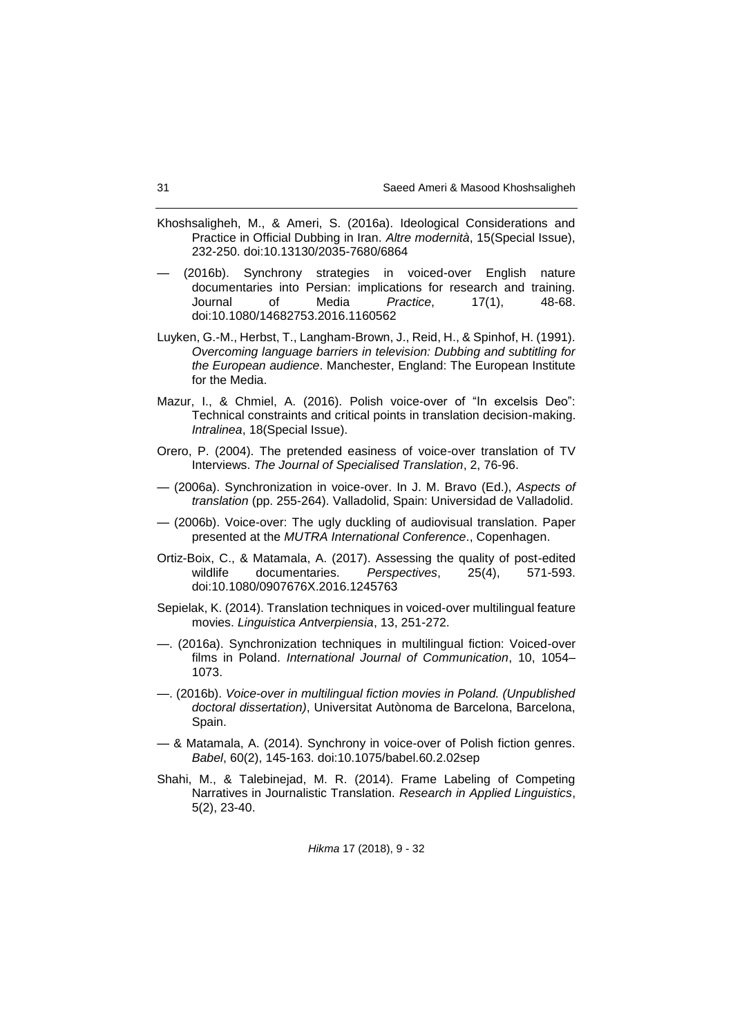Khoshsaligheh, M., & Ameri, S. (2016a). Ideological Considerations and Practice in Official Dubbing in Iran. *Altre modernità*, 15(Special Issue), 232-250. doi:10.13130/2035-7680/6864

— (2016b). Synchrony strategies in voiced-over English nature documentaries into Persian: implications for research and training. Journal of Media *Practice*, 17(1), 48-68. doi:10.1080/14682753.2016.1160562

Luyken, G.-M., Herbst, T., Langham-Brown, J., Reid, H., & Spinhof, H. (1991). *Overcoming language barriers in television: Dubbing and subtitling for the European audience*. Manchester, England: The European Institute for the Media.

Mazur, I., & Chmiel, A. (2016). Polish voice-over of "In excelsis Deo": Technical constraints and critical points in translation decision-making. *Intralinea*, 18(Special Issue).

Orero, P. (2004). The pretended easiness of voice-over translation of TV Interviews. *The Journal of Specialised Translation*, 2, 76-96.

— (2006a). Synchronization in voice-over. In J. M. Bravo (Ed.), *Aspects of translation* (pp. 255-264). Valladolid, Spain: Universidad de Valladolid.

— (2006b). Voice-over: The ugly duckling of audiovisual translation. Paper presented at the *MUTRA International Conference*., Copenhagen.

Ortiz-Boix, C., & Matamala, A. (2017). Assessing the quality of post-edited wildlife documentaries. *Perspectives*, 25(4), 571-593. doi:10.1080/0907676X.2016.1245763

Sepielak, K. (2014). Translation techniques in voiced-over multilingual feature movies. *Linguistica Antverpiensia*, 13, 251-272.

—. (2016a). Synchronization techniques in multilingual fiction: Voiced-over films in Poland. *International Journal of Communication*, 10, 1054–1073.

—. (2016b). *Voice-over in multilingual fiction movies in Poland. (Unpublished doctoral dissertation)*, Universitat Autònoma de Barcelona, Barcelona, Spain.

— & Matamala, A. (2014). Synchrony in voice-over of Polish fiction genres. *Babel*, 60(2), 145-163. doi:10.1075/babel.60.2.02sep

Shahi, M., & Talebinejad, M. R. (2014). Frame Labeling of Competing Narratives in Journalistic Translation. *Research in Applied Linguistics*, 5(2), 23-40.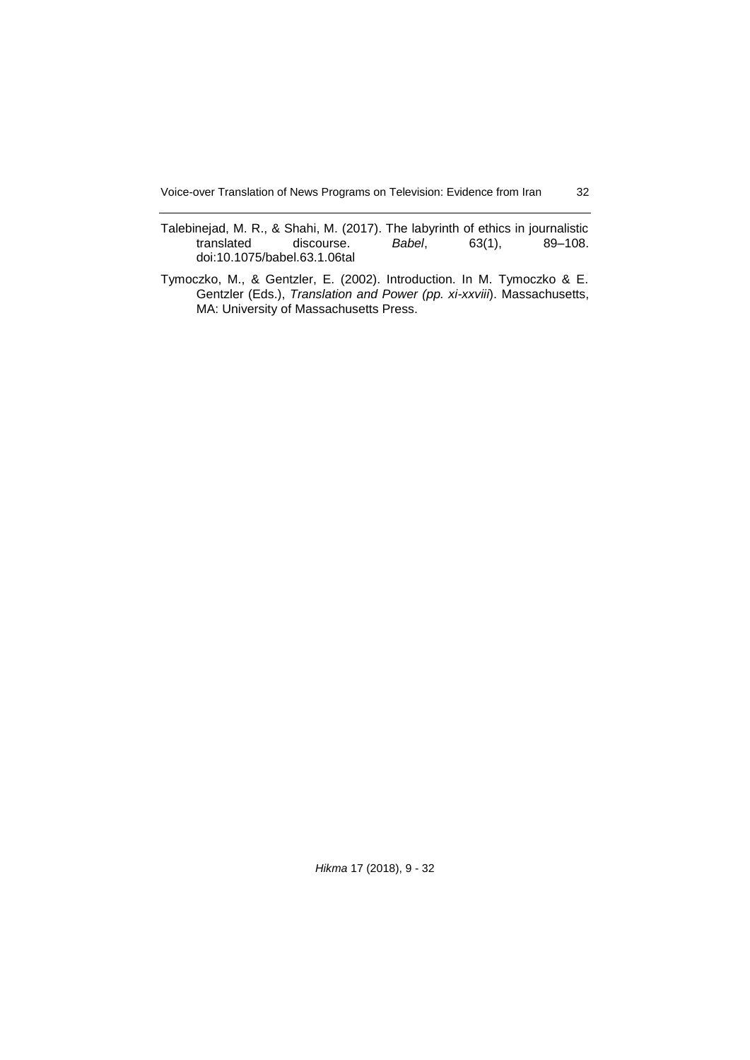Talebinejad, M. R., & Shahi, M. (2017). The labyrinth of ethics in journalistic translated discourse. *Babel*, 63(1), 89–108. doi:10.1075/babel.63.1.06tal

Tymoczko, M., & Gentzler, E. (2002). Introduction. In M. Tymoczko & E. Gentzler (Eds.), *Translation and Power (pp. xi-xxviii*). Massachusetts, MA: University of Massachusetts Press.